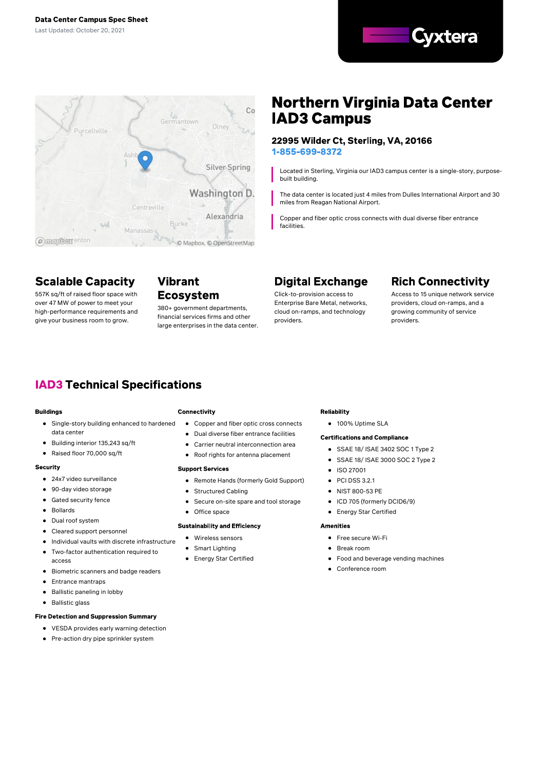**Data Center Campus Spec Sheet**

Last Updated: October 20, 2021

Cyxtera

# Northern Virginia Data Center IAD3 Campus

### 22995 Wilder Ct, Sterling, VA, 20166

**1-855-699-8372**

Located in Sterling, Virginia our IAD3 campus center is a single-story, purpose-built building.

The data center is located just 4 miles from Dulles International Airport and 30 miles from Reagan National Airport.

Copper and fiber optic cross connects with dual diverse fiber entrance facilities.

## Scalable Capacity

557K sq/ft of raised floor space with over 47 MW of power to meet your high-performance requirements and give your business room to grow.

## Vibrant Ecosystem

380+ government departments, financial services firms and other large enterprises in the data center.

## Digital Exchange

Click-to-provision access to Enterprise Bare Metal, networks, cloud on-ramps, and technology providers.

## Rich Connectivity

Access to 15 unique network service providers, cloud on-ramps, and a growing community of service providers.

## IAD3 Technical Specifications

**Buildings**

- Single-story building enhanced to hardened data center
- Building interior 135,243 sq/ft
- Raised floor 70,000 sq/ft

**Security**

- 24x7 video surveillance
- 90-day video storage
- Gated security fence
- Bollards
- Dual roof system
- Cleared support personnel
- Individual vaults with discrete infrastructure
- Two-factor authentication required to access
- Biometric scanners and badge readers
- Entrance mantraps
- Ballistic paneling in lobby
- Ballistic glass

**Fire Detection and Suppression Summary**

- VESDA provides early warning detection
- Pre-action dry pipe sprinkler system

**Connectivity**

- Copper and fiber optic cross connects
- Dual diverse fiber entrance facilities
- Carrier neutral interconnection area
- Roof rights for antenna placement

**Support Services**

- Remote Hands (formerly Gold Support)
- Structured Cabling
- Secure on-site spare and tool storage
- Office space

**Sustainability and Efficiency**

- Wireless sensors
- Smart Lighting
- Energy Star Certified

**Reliability**

- 100% Uptime SLA

**Certifications and Compliance**

- SSAE 18/ ISAE 3402 SOC 1 Type 2
- SSAE 18/ ISAE 3000 SOC 2 Type 2
- ISO 27001
- PCI DSS 3.2.1
- NIST 800-53 PE
- ICD 705 (formerly DCID6/9)
- Energy Star Certified

**Amenities**

- Free secure Wi-Fi
- Break room
- Food and beverage vending machines
- Conference room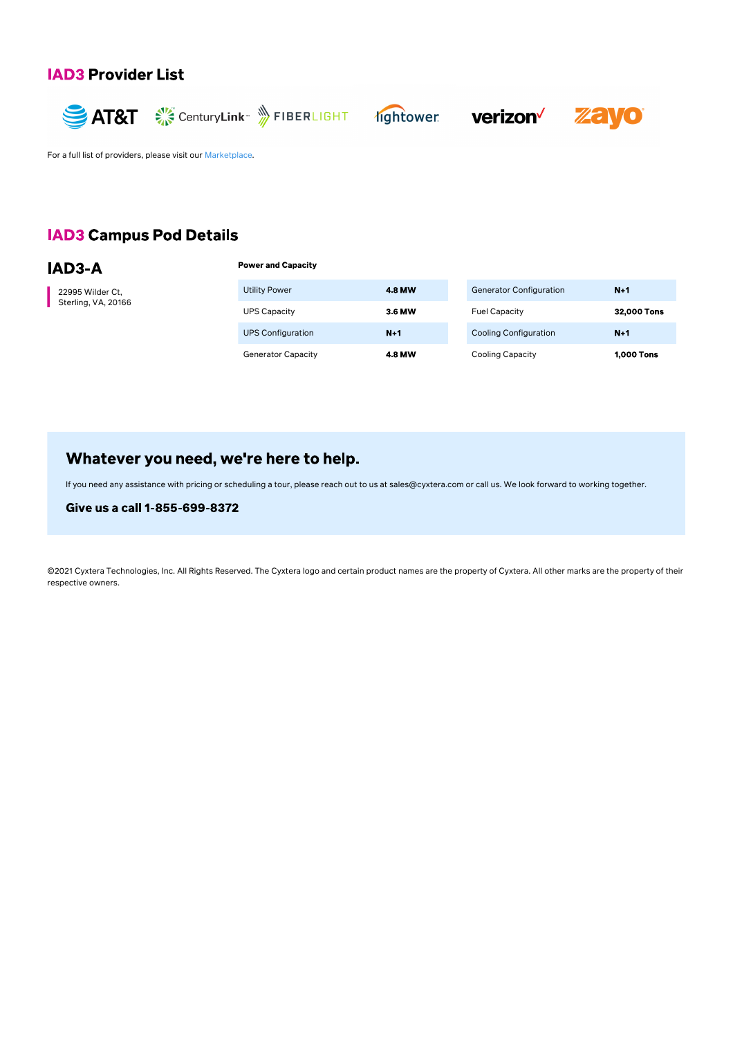## IAD3 Provider List

AT&T CenturyLink FIBERLIGHT lightower verizon zayo

For a full list of providers, please visit our Marketplace.

## IAD3 Campus Pod Details

### IAD3-A

22995 Wilder Ct,
Sterling, VA, 20166

**Power and Capacity**

| | | | |
|---|---|---|---|
| Utility Power | **4.8 MW** | Generator Configuration | **N+1** |
| UPS Capacity | **3.6 MW** | Fuel Capacity | **32,000 Tons** |
| UPS Configuration | **N+1** | Cooling Configuration | **N+1** |
| Generator Capacity | **4.8 MW** | Cooling Capacity | **1,000 Tons** |

## Whatever you need, we're here to help.

If you need any assistance with pricing or scheduling a tour, please reach out to us at sales@cyxtera.com or call us. We look forward to working together.

**Give us a call 1-855-699-8372**

©2021 Cyxtera Technologies, Inc. All Rights Reserved. The Cyxtera logo and certain product names are the property of Cyxtera. All other marks are the property of their respective owners.